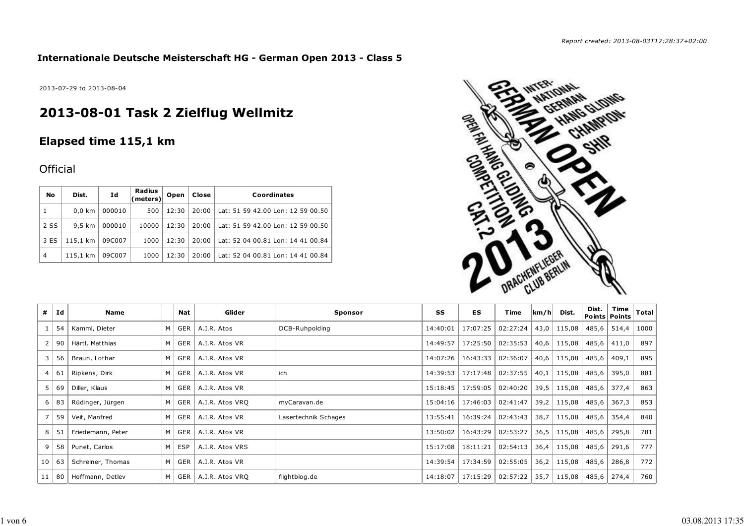*Report created: 2013-08-03T17:28:37+02:00*

**Internationale Deutsche Meisterschaft HG - German Open 2013 - Class 5**

2013-07-29 to 2013-08-04

# 2013-08-01 Task 2 Zielflug Wellmitz

## Elapsed time 115,1 km

### Official

| No | Dist. | Id | Radius (meters) | Open | Close | Coordinates |
|---|---|---|---|---|---|---|
| 1 | 0,0 km | 000010 | 500 | 12:30 | 20:00 | Lat: 51 59 42.00 Lon: 12 59 00.50 |
| 2 SS | 9,5 km | 000010 | 10000 | 12:30 | 20:00 | Lat: 51 59 42.00 Lon: 12 59 00.50 |
| 3 ES | 115,1 km | 09C007 | 1000 | 12:30 | 20:00 | Lat: 52 04 00.81 Lon: 14 41 00.84 |
| 4 | 115,1 km | 09C007 | 1000 | 12:30 | 20:00 | Lat: 52 04 00.81 Lon: 14 41 00.84 |

| # | Id | Name | | Nat | Glider | Sponsor | SS | ES | Time | km/h | Dist. | Dist. Points | Time Points | Total |
|---|---|---|---|---|---|---|---|---|---|---|---|---|---|---|
| 1 | 54 | Kamml, Dieter | M | GER | A.I.R. Atos | DCB-Ruhpolding | 14:40:01 | 17:07:25 | 02:27:24 | 43,0 | 115,08 | 485,6 | 514,4 | 1000 |
| 2 | 90 | Härtl, Matthias | M | GER | A.I.R. Atos VR | | 14:49:57 | 17:25:50 | 02:35:53 | 40,6 | 115,08 | 485,6 | 411,0 | 897 |
| 3 | 56 | Braun, Lothar | M | GER | A.I.R. Atos VR | | 14:07:26 | 16:43:33 | 02:36:07 | 40,6 | 115,08 | 485,6 | 409,1 | 895 |
| 4 | 61 | Ripkens, Dirk | M | GER | A.I.R. Atos VR | ich | 14:39:53 | 17:17:48 | 02:37:55 | 40,1 | 115,08 | 485,6 | 395,0 | 881 |
| 5 | 69 | Diller, Klaus | M | GER | A.I.R. Atos VR | | 15:18:45 | 17:59:05 | 02:40:20 | 39,5 | 115,08 | 485,6 | 377,4 | 863 |
| 6 | 83 | Rüdinger, Jürgen | M | GER | A.I.R. Atos VRQ | myCaravan.de | 15:04:16 | 17:46:03 | 02:41:47 | 39,2 | 115,08 | 485,6 | 367,3 | 853 |
| 7 | 59 | Veit, Manfred | M | GER | A.I.R. Atos VR | Lasertechnik Schages | 13:55:41 | 16:39:24 | 02:43:43 | 38,7 | 115,08 | 485,6 | 354,4 | 840 |
| 8 | 51 | Friedemann, Peter | M | GER | A.I.R. Atos VR | | 13:50:02 | 16:43:29 | 02:53:27 | 36,5 | 115,08 | 485,6 | 295,8 | 781 |
| 9 | 58 | Punet, Carlos | M | ESP | A.I.R. Atos VRS | | 15:17:08 | 18:11:21 | 02:54:13 | 36,4 | 115,08 | 485,6 | 291,6 | 777 |
| 10 | 63 | Schreiner, Thomas | M | GER | A.I.R. Atos VR | | 14:39:54 | 17:34:59 | 02:55:05 | 36,2 | 115,08 | 485,6 | 286,8 | 772 |
| 11 | 80 | Hoffmann, Detlev | M | GER | A.I.R. Atos VRQ | flightblog.de | 14:18:07 | 17:15:29 | 02:57:22 | 35,7 | 115,08 | 485,6 | 274,4 | 760 |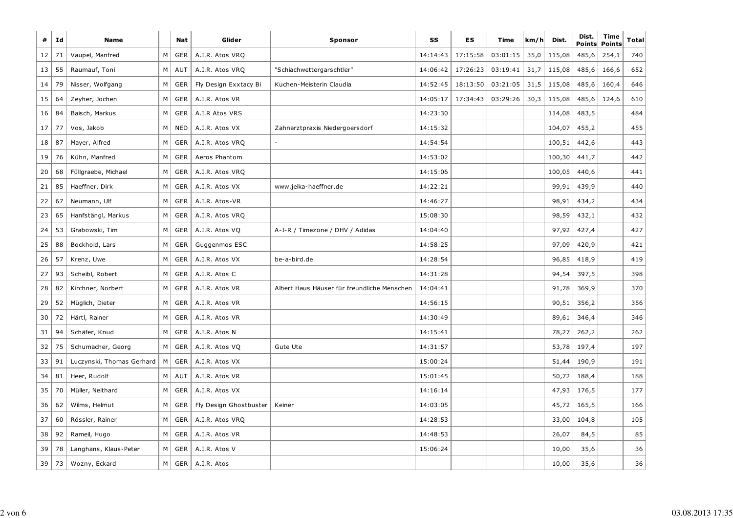| # | Id | Name | | Nat | Glider | Sponsor | SS | ES | Time | km/h | Dist. | Dist. Points | Time Points | Total |
|---|---|---|---|---|---|---|---|---|---|---|---|---|---|---|
| 12 | 71 | Vaupel, Manfred | M | GER | A.I.R. Atos VRQ | | 14:14:43 | 17:15:58 | 03:01:15 | 35,0 | 115,08 | 485,6 | 254,1 | 740 |
| 13 | 55 | Raumauf, Toni | M | AUT | A.I.R. Atos VRQ | "Schiachwettergarschtler" | 14:06:42 | 17:26:23 | 03:19:41 | 31,7 | 115,08 | 485,6 | 166,6 | 652 |
| 14 | 79 | Nisser, Wolfgang | M | GER | Fly Design Exxtacy Bi | Kuchen-Meisterin Claudia | 14:52:45 | 18:13:50 | 03:21:05 | 31,5 | 115,08 | 485,6 | 160,4 | 646 |
| 15 | 64 | Zeyher, Jochen | M | GER | A.I.R. Atos VR | | 14:05:17 | 17:34:43 | 03:29:26 | 30,3 | 115,08 | 485,6 | 124,6 | 610 |
| 16 | 84 | Baisch, Markus | M | GER | A.I.R Atos VRS | | 14:23:30 | | | | 114,08 | 483,5 | | 484 |
| 17 | 77 | Vos, Jakob | M | NED | A.I.R. Atos VX | Zahnarztpraxis Niedergoersdorf | 14:15:32 | | | | 104,07 | 455,2 | | 455 |
| 18 | 87 | Mayer, Alfred | M | GER | A.I.R. Atos VRQ | - | 14:54:54 | | | | 100,51 | 442,6 | | 443 |
| 19 | 76 | Kühn, Manfred | M | GER | Aeros Phantom | | 14:53:02 | | | | 100,30 | 441,7 | | 442 |
| 20 | 68 | Füllgraebe, Michael | M | GER | A.I.R. Atos VRQ | | 14:15:06 | | | | 100,05 | 440,6 | | 441 |
| 21 | 85 | Haeffner, Dirk | M | GER | A.I.R. Atos VX | www.jelka-haeffner.de | 14:22:21 | | | | 99,91 | 439,9 | | 440 |
| 22 | 67 | Neumann, Ulf | M | GER | A.I.R. Atos-VR | | 14:46:27 | | | | 98,91 | 434,2 | | 434 |
| 23 | 65 | Hanfstängl, Markus | M | GER | A.I.R. Atos VRQ | | 15:08:30 | | | | 98,59 | 432,1 | | 432 |
| 24 | 53 | Grabowski, Tim | M | GER | A.I.R. Atos VQ | A-I-R / Timezone / DHV / Adidas | 14:04:40 | | | | 97,92 | 427,4 | | 427 |
| 25 | 88 | Bockhold, Lars | M | GER | Guggenmos ESC | | 14:58:25 | | | | 97,09 | 420,9 | | 421 |
| 26 | 57 | Krenz, Uwe | M | GER | A.I.R. Atos VX | be-a-bird.de | 14:28:54 | | | | 96,85 | 418,9 | | 419 |
| 27 | 93 | Scheibl, Robert | M | GER | A.I.R. Atos C | | 14:31:28 | | | | 94,54 | 397,5 | | 398 |
| 28 | 82 | Kirchner, Norbert | M | GER | A.I.R. Atos VR | Albert Haus Häuser für freundliche Menschen | 14:04:41 | | | | 91,78 | 369,9 | | 370 |
| 29 | 52 | Müglich, Dieter | M | GER | A.I.R. Atos VR | | 14:56:15 | | | | 90,51 | 356,2 | | 356 |
| 30 | 72 | Härtl, Rainer | M | GER | A.I.R. Atos VR | | 14:30:49 | | | | 89,61 | 346,4 | | 346 |
| 31 | 94 | Schäfer, Knud | M | GER | A.I.R. Atos N | | 14:15:41 | | | | 78,27 | 262,2 | | 262 |
| 32 | 75 | Schumacher, Georg | M | GER | A.I.R. Atos VQ | Gute Ute | 14:31:57 | | | | 53,78 | 197,4 | | 197 |
| 33 | 91 | Luczynski, Thomas Gerhard | M | GER | A.I.R. Atos VX | | 15:00:24 | | | | 51,44 | 190,9 | | 191 |
| 34 | 81 | Heer, Rudolf | M | AUT | A.I.R. Atos VR | | 15:01:45 | | | | 50,72 | 188,4 | | 188 |
| 35 | 70 | Müller, Neithard | M | GER | A.I.R. Atos VX | | 14:16:14 | | | | 47,93 | 176,5 | | 177 |
| 36 | 62 | Wilms, Helmut | M | GER | Fly Design Ghostbuster | Keiner | 14:03:05 | | | | 45,72 | 165,5 | | 166 |
| 37 | 60 | Rössler, Rainer | M | GER | A.I.R. Atos VRQ | | 14:28:53 | | | | 33,00 | 104,8 | | 105 |
| 38 | 92 | Rameil, Hugo | M | GER | A.I.R. Atos VR | | 14:48:53 | | | | 26,07 | 84,5 | | 85 |
| 39 | 78 | Langhans, Klaus-Peter | M | GER | A.I.R. Atos V | | 15:06:24 | | | | 10,00 | 35,6 | | 36 |
| 39 | 73 | Wozny, Eckard | M | GER | A.I.R. Atos | | | | | | 10,00 | 35,6 | | 36 |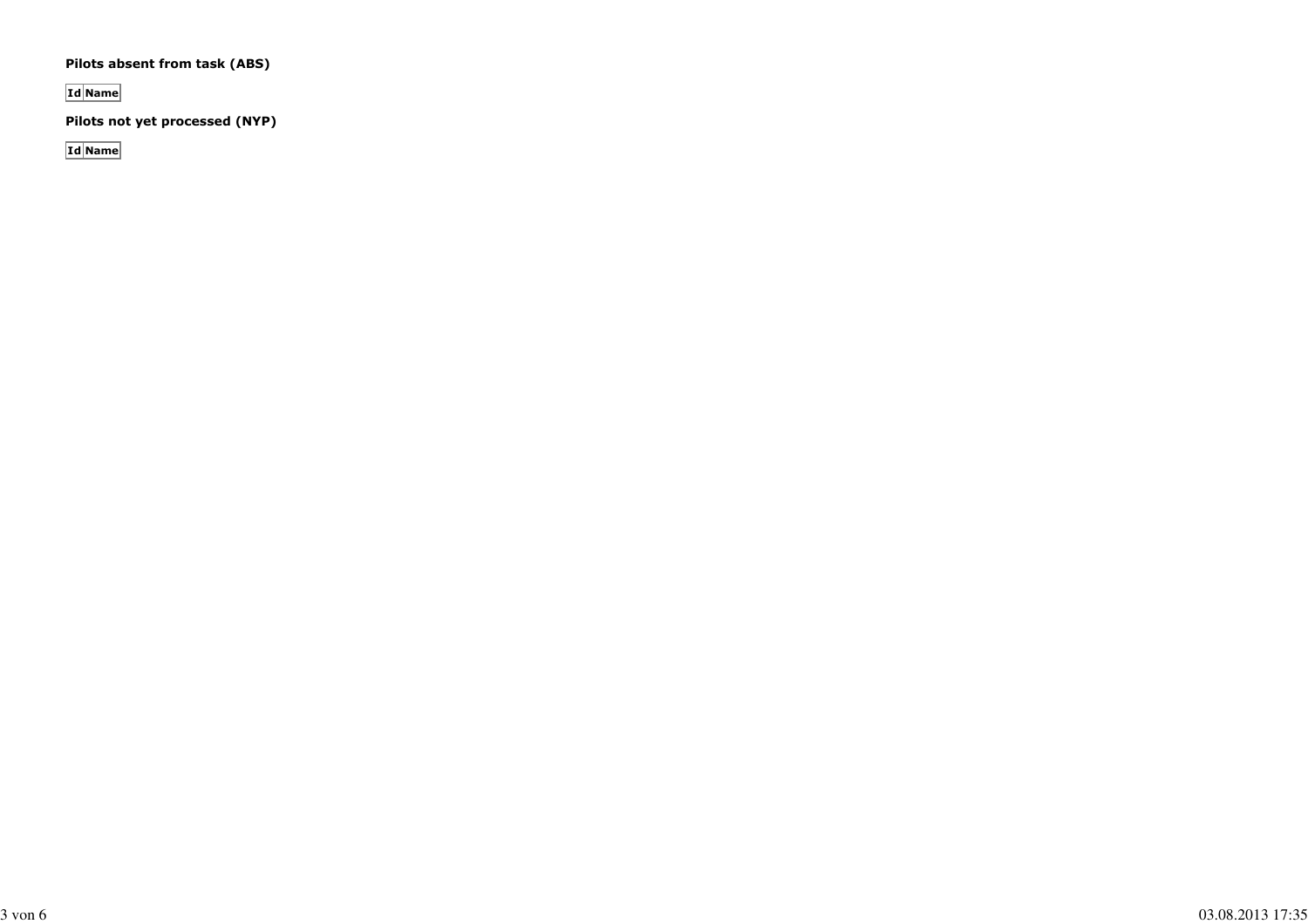**Pilots absent from task (ABS)**

| Id | Name |
|---|---|

**Pilots not yet processed (NYP)**

| Id | Name |
|---|---|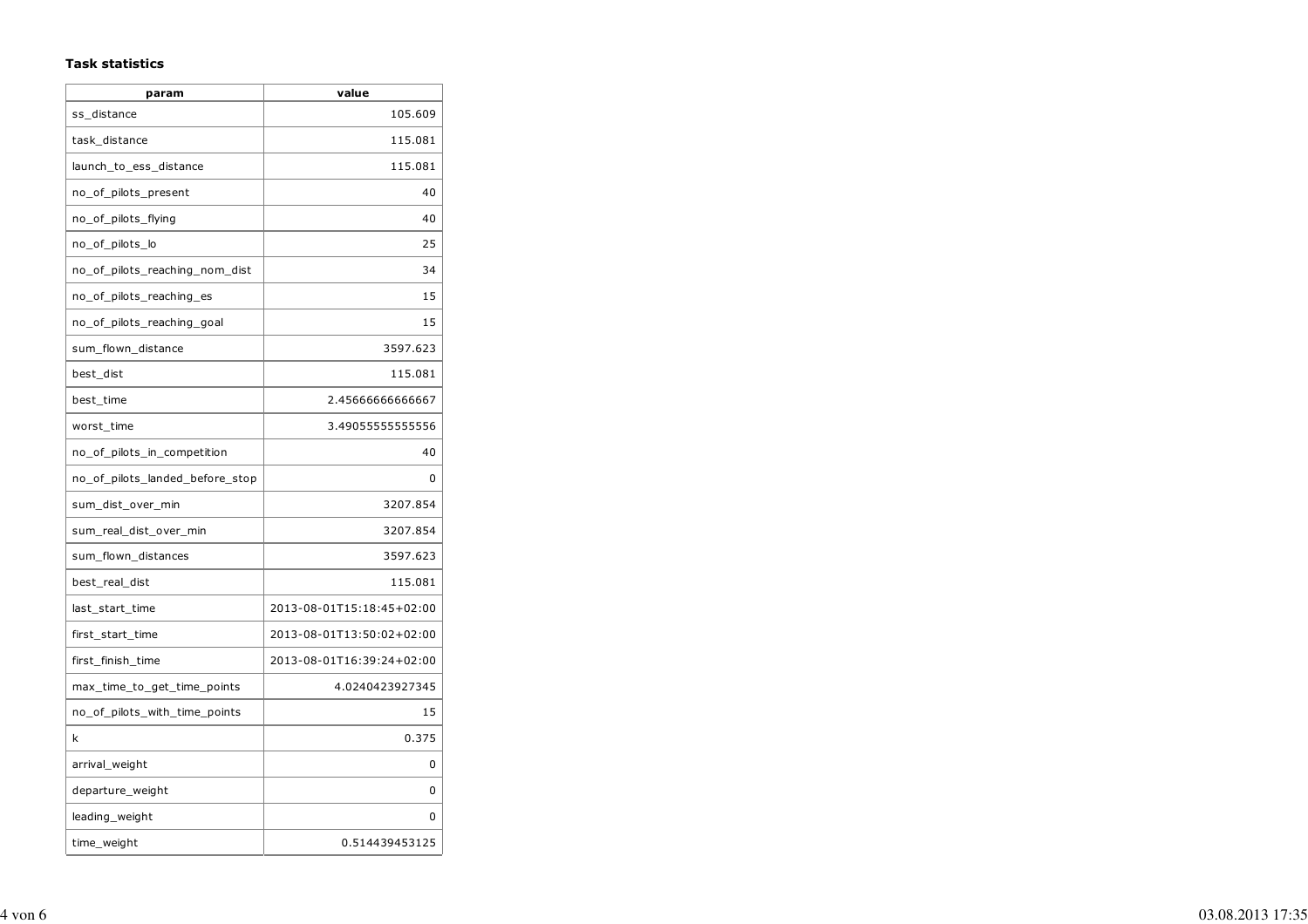**Task statistics**

| param | value |
|---|---|
| ss_distance | 105.609 |
| task_distance | 115.081 |
| launch_to_ess_distance | 115.081 |
| no_of_pilots_present | 40 |
| no_of_pilots_flying | 40 |
| no_of_pilots_lo | 25 |
| no_of_pilots_reaching_nom_dist | 34 |
| no_of_pilots_reaching_es | 15 |
| no_of_pilots_reaching_goal | 15 |
| sum_flown_distance | 3597.623 |
| best_dist | 115.081 |
| best_time | 2.45666666666667 |
| worst_time | 3.49055555555556 |
| no_of_pilots_in_competition | 40 |
| no_of_pilots_landed_before_stop | 0 |
| sum_dist_over_min | 3207.854 |
| sum_real_dist_over_min | 3207.854 |
| sum_flown_distances | 3597.623 |
| best_real_dist | 115.081 |
| last_start_time | 2013-08-01T15:18:45+02:00 |
| first_start_time | 2013-08-01T13:50:02+02:00 |
| first_finish_time | 2013-08-01T16:39:24+02:00 |
| max_time_to_get_time_points | 4.0240423927345 |
| no_of_pilots_with_time_points | 15 |
| k | 0.375 |
| arrival_weight | 0 |
| departure_weight | 0 |
| leading_weight | 0 |
| time_weight | 0.514439453125 |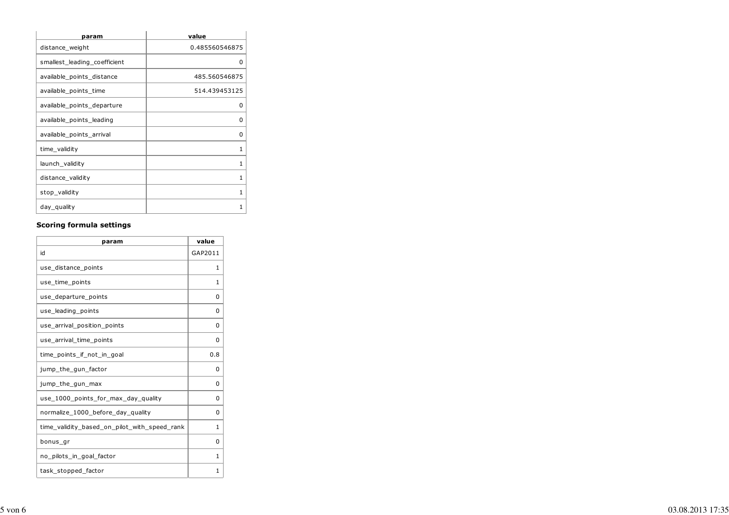| param | value |
| --- | --- |
| distance_weight | 0.485560546875 |
| smallest_leading_coefficient | 0 |
| available_points_distance | 485.560546875 |
| available_points_time | 514.439453125 |
| available_points_departure | 0 |
| available_points_leading | 0 |
| available_points_arrival | 0 |
| time_validity | 1 |
| launch_validity | 1 |
| distance_validity | 1 |
| stop_validity | 1 |
| day_quality | 1 |

**Scoring formula settings**

| param | value |
| --- | --- |
| id | GAP2011 |
| use_distance_points | 1 |
| use_time_points | 1 |
| use_departure_points | 0 |
| use_leading_points | 0 |
| use_arrival_position_points | 0 |
| use_arrival_time_points | 0 |
| time_points_if_not_in_goal | 0.8 |
| jump_the_gun_factor | 0 |
| jump_the_gun_max | 0 |
| use_1000_points_for_max_day_quality | 0 |
| normalize_1000_before_day_quality | 0 |
| time_validity_based_on_pilot_with_speed_rank | 1 |
| bonus_gr | 0 |
| no_pilots_in_goal_factor | 1 |
| task_stopped_factor | 1 |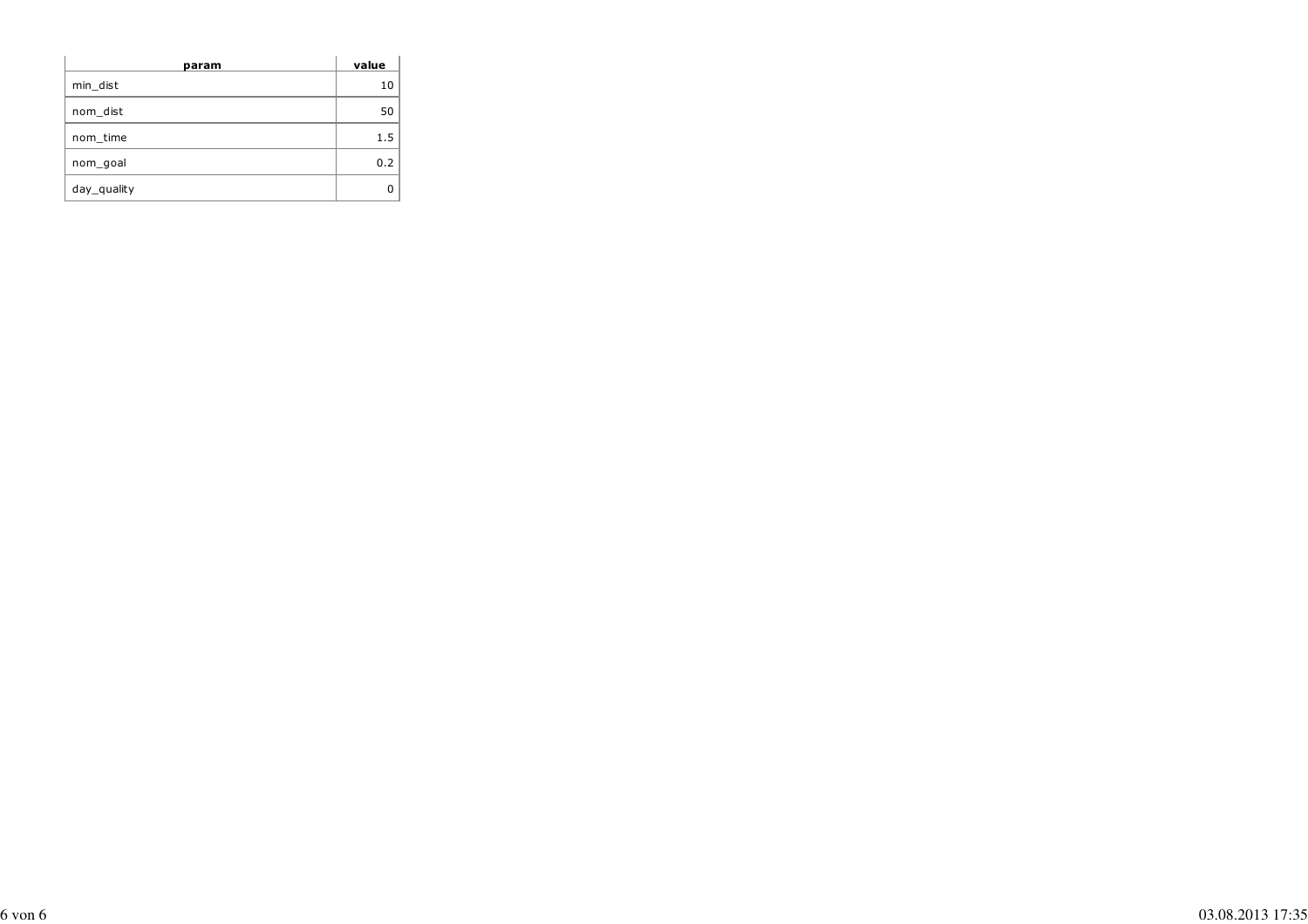| param | value |
|---|---|
| min_dist | 10 |
| nom_dist | 50 |
| nom_time | 1.5 |
| nom_goal | 0.2 |
| day_quality | 0 |